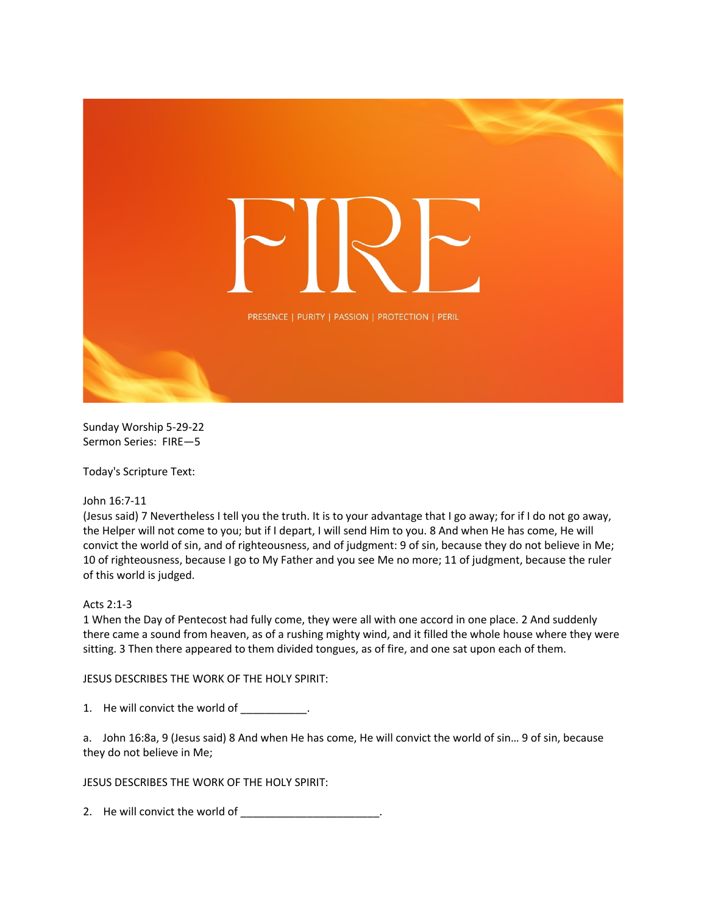# FIRE

PRESENCE | PURITY | PASSION | PROTECTION | PERIL

Sunday Worship 5-29-22
Sermon Series: FIRE—5

Today's Scripture Text:

John 16:7-11
(Jesus said) 7 Nevertheless I tell you the truth. It is to your advantage that I go away; for if I do not go away, the Helper will not come to you; but if I depart, I will send Him to you. 8 And when He has come, He will convict the world of sin, and of righteousness, and of judgment: 9 of sin, because they do not believe in Me; 10 of righteousness, because I go to My Father and you see Me no more; 11 of judgment, because the ruler of this world is judged.

Acts 2:1-3
1 When the Day of Pentecost had fully come, they were all with one accord in one place. 2 And suddenly there came a sound from heaven, as of a rushing mighty wind, and it filled the whole house where they were sitting. 3 Then there appeared to them divided tongues, as of fire, and one sat upon each of them.

JESUS DESCRIBES THE WORK OF THE HOLY SPIRIT:

1. He will convict the world of ___________.

a. John 16:8a, 9 (Jesus said) 8 And when He has come, He will convict the world of sin… 9 of sin, because they do not believe in Me;

JESUS DESCRIBES THE WORK OF THE HOLY SPIRIT:

2. He will convict the world of _______________________.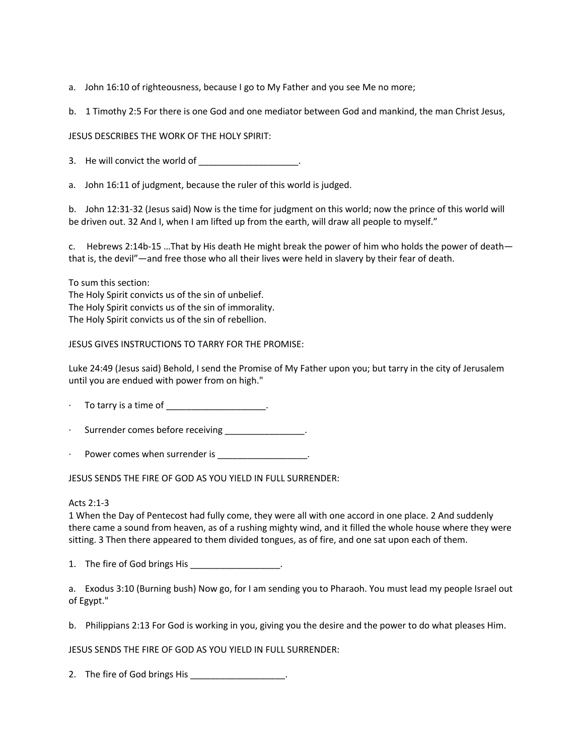a. John 16:10 of righteousness, because I go to My Father and you see Me no more;

b. 1 Timothy 2:5 For there is one God and one mediator between God and mankind, the man Christ Jesus,

JESUS DESCRIBES THE WORK OF THE HOLY SPIRIT:

3. He will convict the world of ____________________.

a. John 16:11 of judgment, because the ruler of this world is judged.

b. John 12:31-32 (Jesus said) Now is the time for judgment on this world; now the prince of this world will be driven out. 32 And I, when I am lifted up from the earth, will draw all people to myself."

c. Hebrews 2:14b-15 …That by His death He might break the power of him who holds the power of death—that is, the devil"—and free those who all their lives were held in slavery by their fear of death.

To sum this section:
The Holy Spirit convicts us of the sin of unbelief.
The Holy Spirit convicts us of the sin of immorality.
The Holy Spirit convicts us of the sin of rebellion.

JESUS GIVES INSTRUCTIONS TO TARRY FOR THE PROMISE:

Luke 24:49 (Jesus said) Behold, I send the Promise of My Father upon you; but tarry in the city of Jerusalem until you are endued with power from on high."

- To tarry is a time of ____________________.
- Surrender comes before receiving ________________.
- Power comes when surrender is __________________.

JESUS SENDS THE FIRE OF GOD AS YOU YIELD IN FULL SURRENDER:

Acts 2:1-3
1 When the Day of Pentecost had fully come, they were all with one accord in one place. 2 And suddenly there came a sound from heaven, as of a rushing mighty wind, and it filled the whole house where they were sitting. 3 Then there appeared to them divided tongues, as of fire, and one sat upon each of them.

1. The fire of God brings His __________________.

a. Exodus 3:10 (Burning bush) Now go, for I am sending you to Pharaoh. You must lead my people Israel out of Egypt."

b. Philippians 2:13 For God is working in you, giving you the desire and the power to do what pleases Him.

JESUS SENDS THE FIRE OF GOD AS YOU YIELD IN FULL SURRENDER:

2. The fire of God brings His ___________________.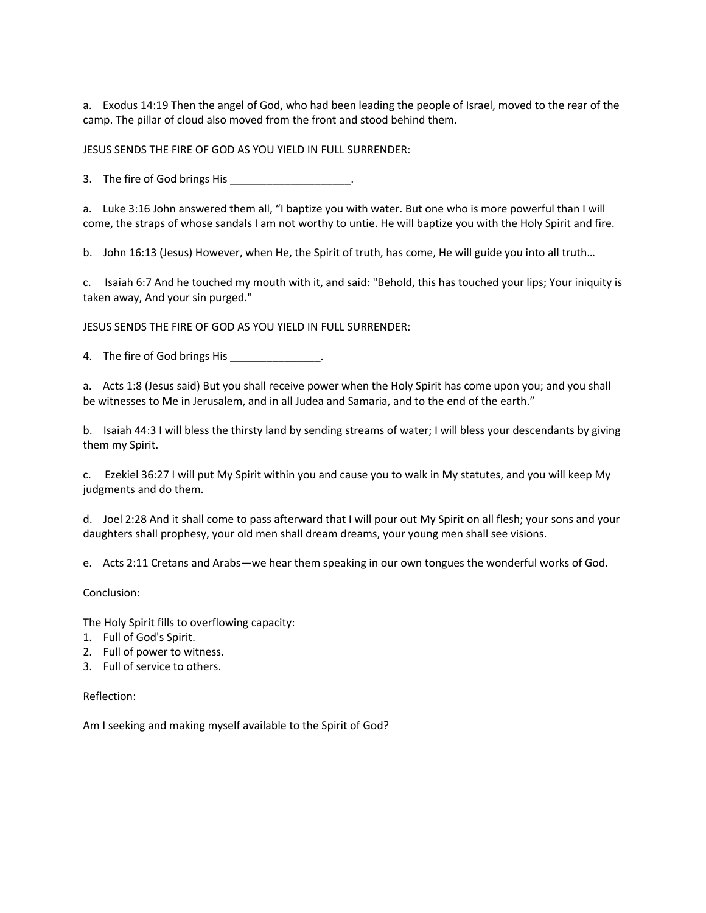a. Exodus 14:19 Then the angel of God, who had been leading the people of Israel, moved to the rear of the camp. The pillar of cloud also moved from the front and stood behind them.

JESUS SENDS THE FIRE OF GOD AS YOU YIELD IN FULL SURRENDER:

3. The fire of God brings His ____________________.

a. Luke 3:16 John answered them all, “I baptize you with water. But one who is more powerful than I will come, the straps of whose sandals I am not worthy to untie. He will baptize you with the Holy Spirit and fire.

b. John 16:13 (Jesus) However, when He, the Spirit of truth, has come, He will guide you into all truth…

c. Isaiah 6:7 And he touched my mouth with it, and said: "Behold, this has touched your lips; Your iniquity is taken away, And your sin purged."

JESUS SENDS THE FIRE OF GOD AS YOU YIELD IN FULL SURRENDER:

4. The fire of God brings His _______________.

a. Acts 1:8 (Jesus said) But you shall receive power when the Holy Spirit has come upon you; and you shall be witnesses to Me in Jerusalem, and in all Judea and Samaria, and to the end of the earth.”

b. Isaiah 44:3 I will bless the thirsty land by sending streams of water; I will bless your descendants by giving them my Spirit.

c. Ezekiel 36:27 I will put My Spirit within you and cause you to walk in My statutes, and you will keep My judgments and do them.

d. Joel 2:28 And it shall come to pass afterward that I will pour out My Spirit on all flesh; your sons and your daughters shall prophesy, your old men shall dream dreams, your young men shall see visions.

e. Acts 2:11 Cretans and Arabs—we hear them speaking in our own tongues the wonderful works of God.

Conclusion:

The Holy Spirit fills to overflowing capacity:
1. Full of God's Spirit.
2. Full of power to witness.
3. Full of service to others.

Reflection:

Am I seeking and making myself available to the Spirit of God?